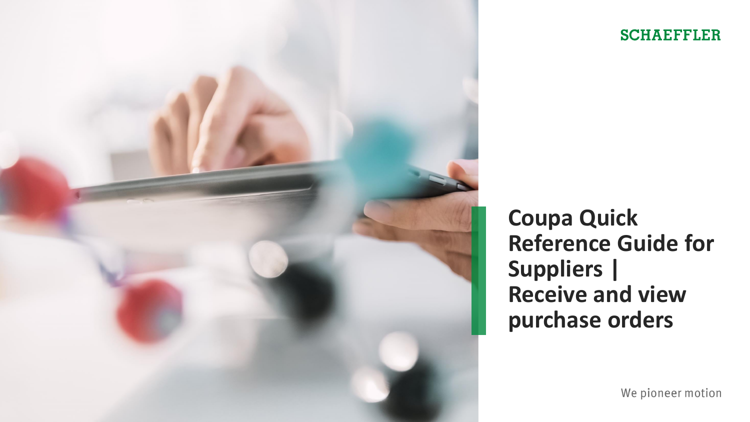SCHAEFFLER

# Coupa Quick Reference Guide for Suppliers | Receive and view purchase orders

We pioneer motion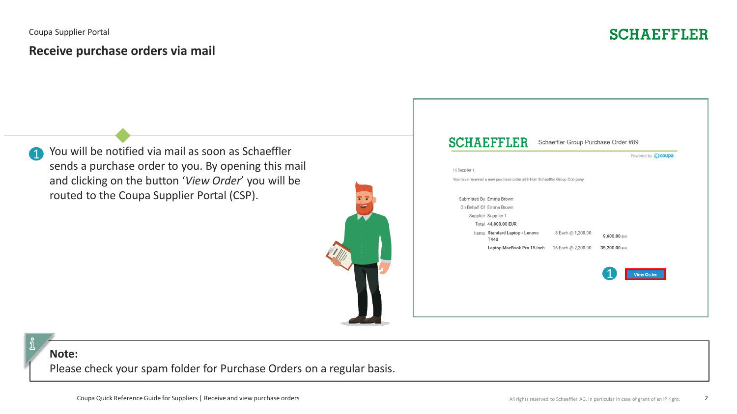Coupa Supplier Portal

# Receive purchase orders via mail

1 You will be notified via mail as soon as Schaeffler sends a purchase order to you. By opening this mail and clicking on the button '*View Order*' you will be routed to the Coupa Supplier Portal (CSP).

SCHAEFFLER Schaeffler Group Purchase Order #89

Powered by coupa

Hi Supplier 1,

You have received a new purchase order #89 from Schaeffler Group Company

| | | | |
|---|---|---|---|
| Submitted By | Emma Brown | | |
| On Behalf Of | Emma Brown | | |
| Supplier | Supplier 1 | | |
| Total | **44,800.00 EUR** | | |
| Items | **Standard Laptop - Lenovo T440** | 8 Each @ 1,200.00 | **9,600.00** EUR |
| | **Laptop MacBook Pro 15 inch** | 16 Each @ 2,200.00 | **35,200.00** EUR |

1 View Order

**Note:**
Please check your spam folder for Purchase Orders on a regular basis.

Coupa Quick Reference Guide for Suppliers | Receive and view purchase orders

All rights reserved to Schaeffler AG, in particular in case of grant of an IP right.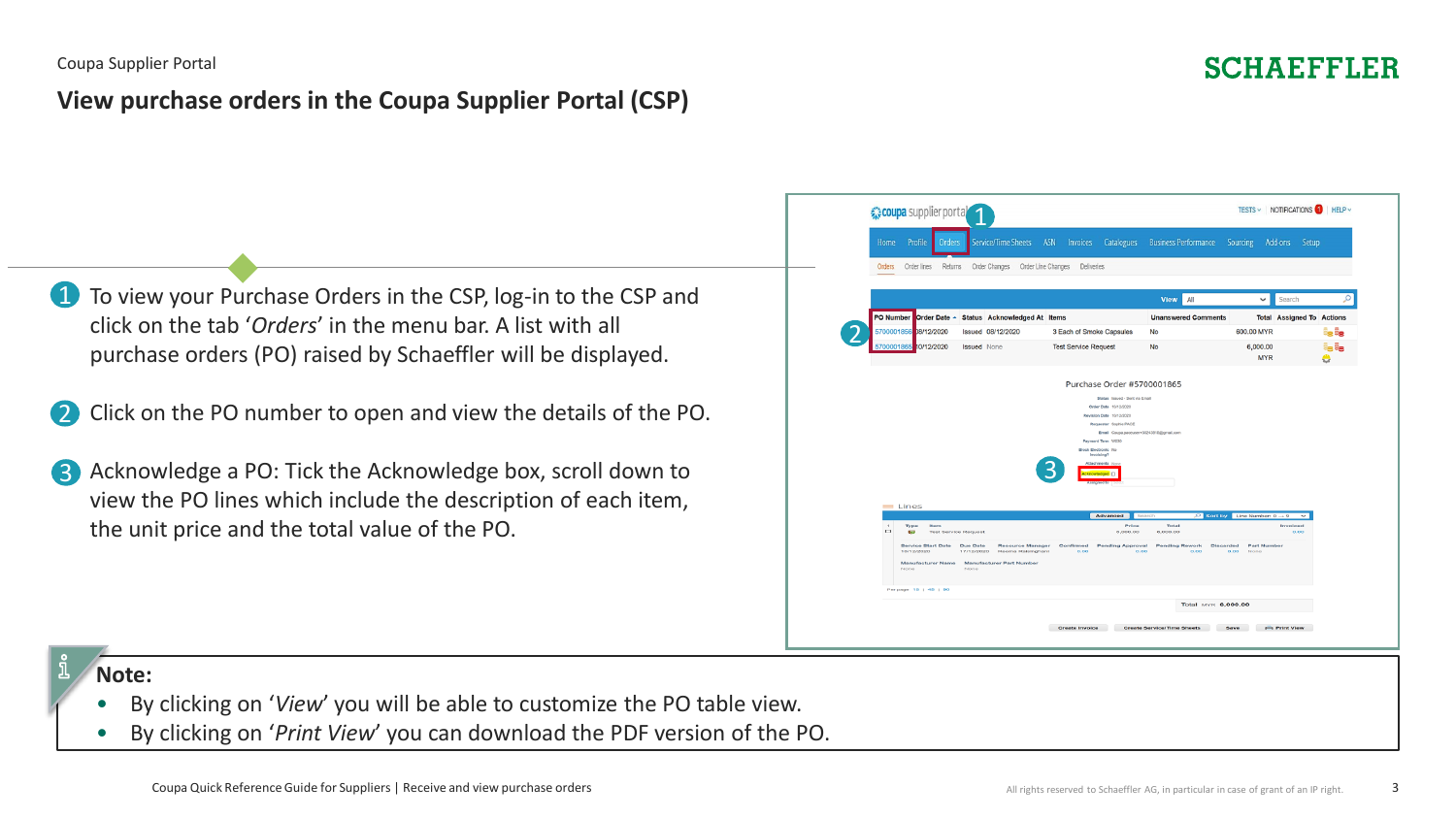Coupa Supplier Portal

## View purchase orders in the Coupa Supplier Portal (CSP)

1. To view your Purchase Orders in the CSP, log-in to the CSP and click on the tab ‘*Orders*’ in the menu bar. A list with all purchase orders (PO) raised by Schaeffler will be displayed.

2. Click on the PO number to open and view the details of the PO.

3. Acknowledge a PO: Tick the Acknowledge box, scroll down to view the PO lines which include the description of each item, the unit price and the total value of the PO.

**Note:**

- By clicking on ‘*View*’ you will be able to customize the PO table view.
- By clicking on ‘*Print View*’ you can download the PDF version of the PO.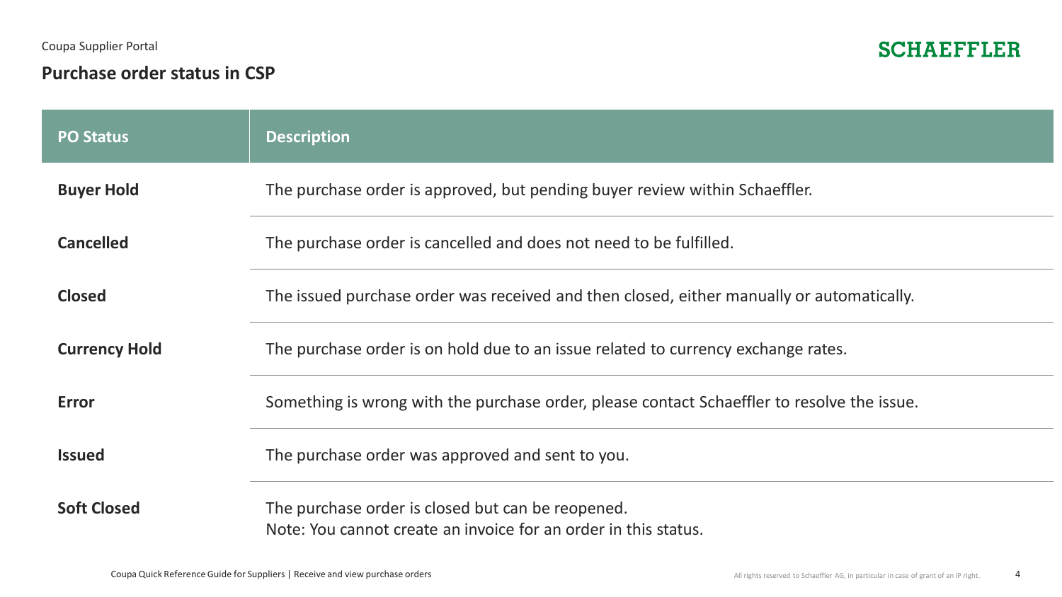Coupa Supplier Portal

## Purchase order status in CSP

| PO Status | Description |
|---|---|
| **Buyer Hold** | The purchase order is approved, but pending buyer review within Schaeffler. |
| **Cancelled** | The purchase order is cancelled and does not need to be fulfilled. |
| **Closed** | The issued purchase order was received and then closed, either manually or automatically. |
| **Currency Hold** | The purchase order is on hold due to an issue related to currency exchange rates. |
| **Error** | Something is wrong with the purchase order, please contact Schaeffler to resolve the issue. |
| **Issued** | The purchase order was approved and sent to you. |
| **Soft Closed** | The purchase order is closed but can be reopened.<br>Note: You cannot create an invoice for an order in this status. |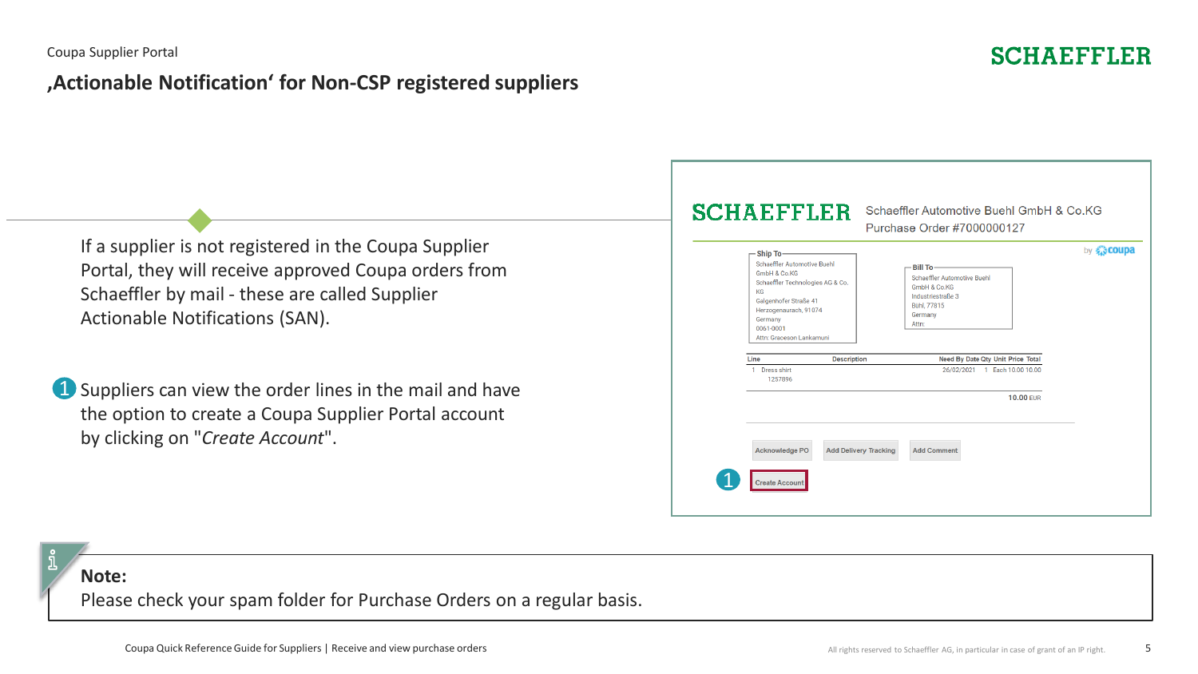Coupa Supplier Portal

# ‚Actionable Notification' for Non-CSP registered suppliers

If a supplier is not registered in the Coupa Supplier Portal, they will receive approved Coupa orders from Schaeffler by mail - these are called Supplier Actionable Notifications (SAN).

1 Suppliers can view the order lines in the mail and have the option to create a Coupa Supplier Portal account by clicking on "*Create Account*".

SCHAEFFLER

Schaeffler Automotive Buehl GmbH & Co.KG
Purchase Order #7000000127

by coupa

**Ship To**
Schaeffler Automotive Buehl GmbH & Co.KG
Schaeffler Technologies AG & Co. KG
Galgenhofer Straße 41
Herzogenaurach, 91074
Germany
0061-0001
Attn: Graceson Lankamuni

**Bill To**
Schaeffler Automotive Buehl GmbH & Co.KG
Industriestraße 3
Bühl, 77815
Germany
Attn:

| Line | Description | Need By Date | Qty | Unit | Price | Total |
| --- | --- | --- | --- | --- | --- | --- |
| 1 | Dress shirt 1257896 | 26/02/2021 | 1 | Each | 10.00 | 10.00 |

**10.00** EUR

Acknowledge PO | Add Delivery Tracking | Add Comment

1 Create Account

**Note:**
Please check your spam folder for Purchase Orders on a regular basis.